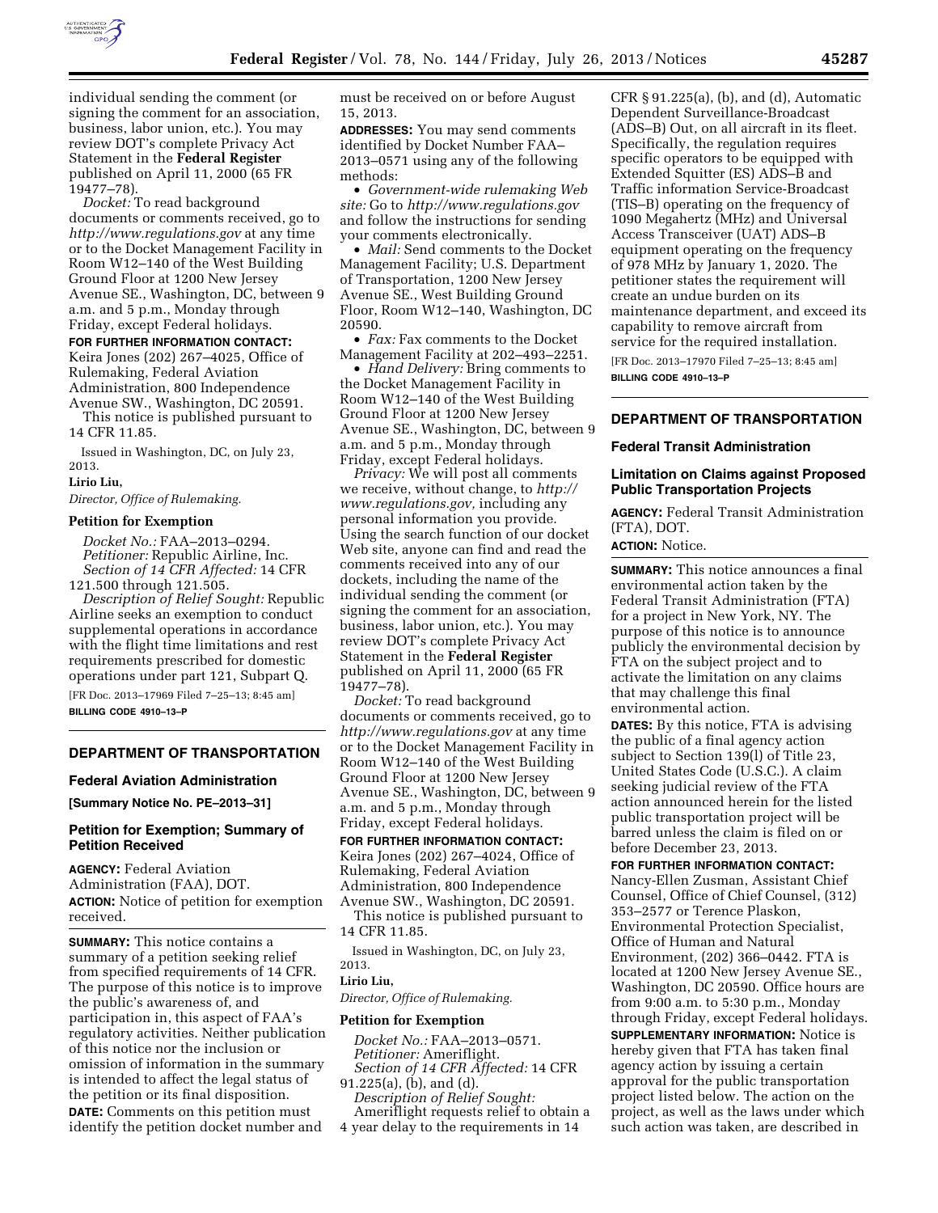individual sending the comment (or signing the comment for an association, business, labor union, etc.). You may review DOT's complete Privacy Act Statement in the **Federal Register** published on April 11, 2000 (65 FR 19477–78).

*Docket:* To read background documents or comments received, go to *http://www.regulations.gov* at any time or to the Docket Management Facility in Room W12–140 of the West Building Ground Floor at 1200 New Jersey Avenue SE., Washington, DC, between 9 a.m. and 5 p.m., Monday through Friday, except Federal holidays.

**FOR FURTHER INFORMATION CONTACT:** Keira Jones (202) 267–4025, Office of Rulemaking, Federal Aviation Administration, 800 Independence Avenue SW., Washington, DC 20591.

This notice is published pursuant to 14 CFR 11.85.

Issued in Washington, DC, on July 23, 2013.

**Lirio Liu,**

*Director, Office of Rulemaking.*

#### Petition for Exemption

*Docket No.:* FAA–2013–0294.
*Petitioner:* Republic Airline, Inc.
*Section of 14 CFR Affected:* 14 CFR 121.500 through 121.505.
*Description of Relief Sought:* Republic Airline seeks an exemption to conduct supplemental operations in accordance with the flight time limitations and rest requirements prescribed for domestic operations under part 121, Subpart Q.

[FR Doc. 2013–17969 Filed 7–25–13; 8:45 am]

**BILLING CODE 4910–13–P**

## DEPARTMENT OF TRANSPORTATION

### Federal Aviation Administration

**[Summary Notice No. PE–2013–31]**

### Petition for Exemption; Summary of Petition Received

**AGENCY:** Federal Aviation Administration (FAA), DOT.

**ACTION:** Notice of petition for exemption received.

**SUMMARY:** This notice contains a summary of a petition seeking relief from specified requirements of 14 CFR. The purpose of this notice is to improve the public's awareness of, and participation in, this aspect of FAA's regulatory activities. Neither publication of this notice nor the inclusion or omission of information in the summary is intended to affect the legal status of the petition or its final disposition.

**DATE:** Comments on this petition must identify the petition docket number and must be received on or before August 15, 2013.

**ADDRESSES:** You may send comments identified by Docket Number FAA–2013–0571 using any of the following methods:

- *Government-wide rulemaking Web site:* Go to *http://www.regulations.gov* and follow the instructions for sending your comments electronically.
- *Mail:* Send comments to the Docket Management Facility; U.S. Department of Transportation, 1200 New Jersey Avenue SE., West Building Ground Floor, Room W12–140, Washington, DC 20590.
- *Fax:* Fax comments to the Docket Management Facility at 202–493–2251.
- *Hand Delivery:* Bring comments to the Docket Management Facility in Room W12–140 of the West Building Ground Floor at 1200 New Jersey Avenue SE., Washington, DC, between 9 a.m. and 5 p.m., Monday through Friday, except Federal holidays.

*Privacy:* We will post all comments we receive, without change, to *http://www.regulations.gov,* including any personal information you provide. Using the search function of our docket Web site, anyone can find and read the comments received into any of our dockets, including the name of the individual sending the comment (or signing the comment for an association, business, labor union, etc.). You may review DOT's complete Privacy Act Statement in the **Federal Register** published on April 11, 2000 (65 FR 19477–78).

*Docket:* To read background documents or comments received, go to *http://www.regulations.gov* at any time or to the Docket Management Facility in Room W12–140 of the West Building Ground Floor at 1200 New Jersey Avenue SE., Washington, DC, between 9 a.m. and 5 p.m., Monday through Friday, except Federal holidays.

**FOR FURTHER INFORMATION CONTACT:** Keira Jones (202) 267–4024, Office of Rulemaking, Federal Aviation Administration, 800 Independence Avenue SW., Washington, DC 20591.

This notice is published pursuant to 14 CFR 11.85.

Issued in Washington, DC, on July 23, 2013.

**Lirio Liu,**

*Director, Office of Rulemaking.*

#### Petition for Exemption

*Docket No.:* FAA–2013–0571.
*Petitioner:* Ameriflight.
*Section of 14 CFR Affected:* 14 CFR 91.225(a), (b), and (d).
*Description of Relief Sought:* Ameriflight requests relief to obtain a 4 year delay to the requirements in 14 CFR § 91.225(a), (b), and (d), Automatic Dependent Surveillance-Broadcast (ADS–B) Out, on all aircraft in its fleet. Specifically, the regulation requires specific operators to be equipped with Extended Squitter (ES) ADS–B and Traffic information Service-Broadcast (TIS–B) operating on the frequency of 1090 Megahertz (MHz) and Universal Access Transceiver (UAT) ADS–B equipment operating on the frequency of 978 MHz by January 1, 2020. The petitioner states the requirement will create an undue burden on its maintenance department, and exceed its capability to remove aircraft from service for the required installation.

[FR Doc. 2013–17970 Filed 7–25–13; 8:45 am]

**BILLING CODE 4910–13–P**

## DEPARTMENT OF TRANSPORTATION

### Federal Transit Administration

### Limitation on Claims against Proposed Public Transportation Projects

**AGENCY:** Federal Transit Administration (FTA), DOT.

**ACTION:** Notice.

**SUMMARY:** This notice announces a final environmental action taken by the Federal Transit Administration (FTA) for a project in New York, NY. The purpose of this notice is to announce publicly the environmental decision by FTA on the subject project and to activate the limitation on any claims that may challenge this final environmental action.

**DATES:** By this notice, FTA is advising the public of a final agency action subject to Section 139(l) of Title 23, United States Code (U.S.C.). A claim seeking judicial review of the FTA action announced herein for the listed public transportation project will be barred unless the claim is filed on or before December 23, 2013.

**FOR FURTHER INFORMATION CONTACT:** Nancy-Ellen Zusman, Assistant Chief Counsel, Office of Chief Counsel, (312) 353–2577 or Terence Plaskon, Environmental Protection Specialist, Office of Human and Natural Environment, (202) 366–0442. FTA is located at 1200 New Jersey Avenue SE., Washington, DC 20590. Office hours are from 9:00 a.m. to 5:30 p.m., Monday through Friday, except Federal holidays.

**SUPPLEMENTARY INFORMATION:** Notice is hereby given that FTA has taken final agency action by issuing a certain approval for the public transportation project listed below. The action on the project, as well as the laws under which such action was taken, are described in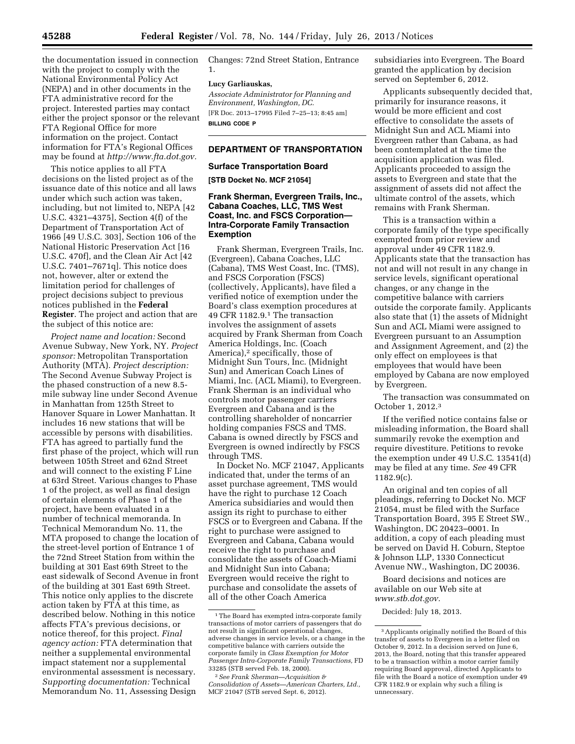the documentation issued in connection with the project to comply with the National Environmental Policy Act (NEPA) and in other documents in the FTA administrative record for the project. Interested parties may contact either the project sponsor or the relevant FTA Regional Office for more information on the project. Contact information for FTA's Regional Offices may be found at *http://www.fta.dot.gov.*

This notice applies to all FTA decisions on the listed project as of the issuance date of this notice and all laws under which such action was taken, including, but not limited to, NEPA [42 U.S.C. 4321–4375], Section 4(f) of the Department of Transportation Act of 1966 [49 U.S.C. 303], Section 106 of the National Historic Preservation Act [16 U.S.C. 470f], and the Clean Air Act [42 U.S.C. 7401–7671q]. This notice does not, however, alter or extend the limitation period for challenges of project decisions subject to previous notices published in the **Federal Register**. The project and action that are the subject of this notice are:

*Project name and location:* Second Avenue Subway, New York, NY. *Project sponsor:* Metropolitan Transportation Authority (MTA). *Project description:* The Second Avenue Subway Project is the phased construction of a new 8.5-mile subway line under Second Avenue in Manhattan from 125th Street to Hanover Square in Lower Manhattan. It includes 16 new stations that will be accessible by persons with disabilities. FTA has agreed to partially fund the first phase of the project, which will run between 105th Street and 62nd Street and will connect to the existing F Line at 63rd Street. Various changes to Phase 1 of the project, as well as final design of certain elements of Phase 1 of the project, have been evaluated in a number of technical memoranda. In Technical Memorandum No. 11, the MTA proposed to change the location of the street-level portion of Entrance 1 of the 72nd Street Station from within the building at 301 East 69th Street to the east sidewalk of Second Avenue in front of the building at 301 East 69th Street. This notice only applies to the discrete action taken by FTA at this time, as described below. Nothing in this notice affects FTA's previous decisions, or notice thereof, for this project. *Final agency action:* FTA determination that neither a supplemental environmental impact statement nor a supplemental environmental assessment is necessary. *Supporting documentation:* Technical Memorandum No. 11, Assessing Design Changes: 72nd Street Station, Entrance 1.

**Lucy Garliauskas,**

*Associate Administrator for Planning and Environment, Washington, DC.*

[FR Doc. 2013–17995 Filed 7–25–13; 8:45 am]

**BILLING CODE P**

## DEPARTMENT OF TRANSPORTATION

### Surface Transportation Board

**[STB Docket No. MCF 21054]**

### Frank Sherman, Evergreen Trails, Inc., Cabana Coaches, LLC, TMS West Coast, Inc. and FSCS Corporation—Intra-Corporate Family Transaction Exemption

Frank Sherman, Evergreen Trails, Inc. (Evergreen), Cabana Coaches, LLC (Cabana), TMS West Coast, Inc. (TMS), and FSCS Corporation (FSCS) (collectively, Applicants), have filed a verified notice of exemption under the Board's class exemption procedures at 49 CFR 1182.9.[1] The transaction involves the assignment of assets acquired by Frank Sherman from Coach America Holdings, Inc. (Coach America),[2] specifically, those of Midnight Sun Tours, Inc. (Midnight Sun) and American Coach Lines of Miami, Inc. (ACL Miami), to Evergreen. Frank Sherman is an individual who controls motor passenger carriers Evergreen and Cabana and is the controlling shareholder of noncarrier holding companies FSCS and TMS. Cabana is owned directly by FSCS and Evergreen is owned indirectly by FSCS through TMS.

In Docket No. MCF 21047, Applicants indicated that, under the terms of an asset purchase agreement, TMS would have the right to purchase 12 Coach America subsidiaries and would then assign its right to purchase to either FSCS or to Evergreen and Cabana. If the right to purchase were assigned to Evergreen and Cabana, Cabana would receive the right to purchase and consolidate the assets of Coach-Miami and Midnight Sun into Cabana; Evergreen would receive the right to purchase and consolidate the assets of all of the other Coach America subsidiaries into Evergreen. The Board granted the application by decision served on September 6, 2012.

Applicants subsequently decided that, primarily for insurance reasons, it would be more efficient and cost effective to consolidate the assets of Midnight Sun and ACL Miami into Evergreen rather than Cabana, as had been contemplated at the time the acquisition application was filed. Applicants proceeded to assign the assets to Evergreen and state that the assignment of assets did not affect the ultimate control of the assets, which remains with Frank Sherman.

This is a transaction within a corporate family of the type specifically exempted from prior review and approval under 49 CFR 1182.9. Applicants state that the transaction has not and will not result in any change in service levels, significant operational changes, or any change in the competitive balance with carriers outside the corporate family. Applicants also state that (1) the assets of Midnight Sun and ACL Miami were assigned to Evergreen pursuant to an Assumption and Assignment Agreement, and (2) the only effect on employees is that employees that would have been employed by Cabana are now employed by Evergreen.

The transaction was consummated on October 1, 2012.[3]

If the verified notice contains false or misleading information, the Board shall summarily revoke the exemption and require divestiture. Petitions to revoke the exemption under 49 U.S.C. 13541(d) may be filed at any time. *See* 49 CFR 1182.9(c).

An original and ten copies of all pleadings, referring to Docket No. MCF 21054, must be filed with the Surface Transportation Board, 395 E Street SW., Washington, DC 20423–0001. In addition, a copy of each pleading must be served on David H. Coburn, Steptoe & Johnson LLP, 1330 Connecticut Avenue NW., Washington, DC 20036.

Board decisions and notices are available on our Web site at *www.stb.dot.gov.*

Decided: July 18, 2013.

---

[1] The Board has exempted intra-corporate family transactions of motor carriers of passengers that do not result in significant operational changes, adverse changes in service levels, or a change in the competitive balance with carriers outside the corporate family in *Class Exemption for Motor Passenger Intra-Corporate Family Transactions,* FD 33285 (STB served Feb. 18, 2000).

[2] *See Frank Sherman—Acquisition & Consolidation of Assets—American Charters, Ltd.,* MCF 21047 (STB served Sept. 6, 2012).

[3] Applicants originally notified the Board of this transfer of assets to Evergreen in a letter filed on October 9, 2012. In a decision served on June 6, 2013, the Board, noting that this transfer appeared to be a transaction within a motor carrier family requiring Board approval, directed Applicants to file with the Board a notice of exemption under 49 CFR 1182.9 or explain why such a filing is unnecessary.